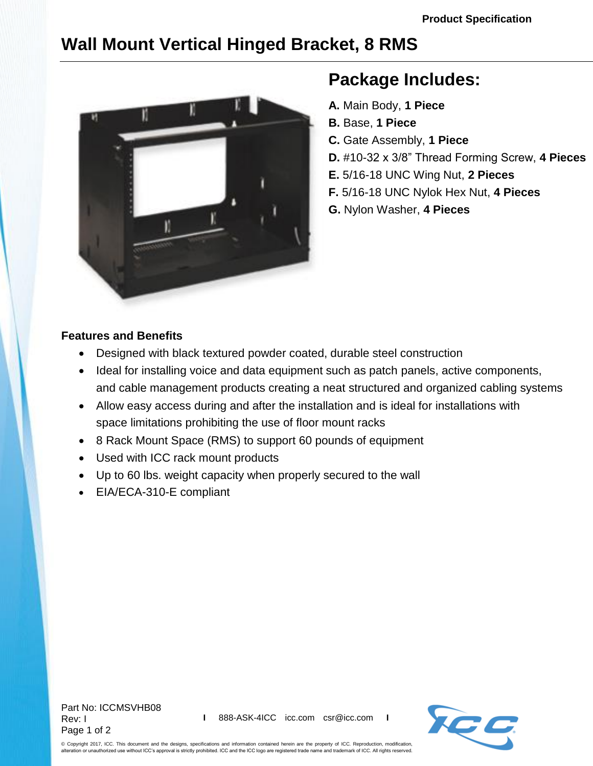# Wall Mount Vertical Hinged Bracket, 8 RMS

## Package Includes:

**A.** Main Body, **1 Piece**
**B.** Base, **1 Piece**
**C.** Gate Assembly, **1 Piece**
**D.** #10-32 x 3/8" Thread Forming Screw, **4 Pieces**
**E.** 5/16-18 UNC Wing Nut, **2 Pieces**
**F.** 5/16-18 UNC Nylok Hex Nut, **4 Pieces**
**G.** Nylon Washer, **4 Pieces**

### Features and Benefits

- Designed with black textured powder coated, durable steel construction
- Ideal for installing voice and data equipment such as patch panels, active components, and cable management products creating a neat structured and organized cabling systems
- Allow easy access during and after the installation and is ideal for installations with space limitations prohibiting the use of floor mount racks
- 8 Rack Mount Space (RMS) to support 60 pounds of equipment
- Used with ICC rack mount products
- Up to 60 lbs. weight capacity when properly secured to the wall
- EIA/ECA-310-E compliant

Part No: ICCMSVHB08
Rev: I

888-ASK-4ICC icc.com csr@icc.com

© Copyright 2017, ICC. This document and the designs, specifications and information contained herein are the property of ICC. Reproduction, modification, alteration or unauthorized use without ICC's approval is strictly prohibited. ICC and the ICC logo are registered trade name and trademark of ICC. All rights reserved.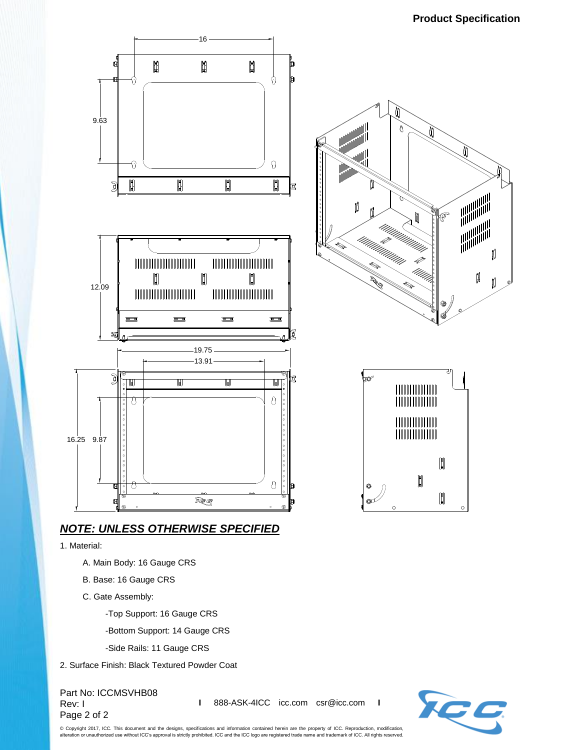Product Specification

16

9.63

12.09

19.75

13.91

16.25

9.87

## *NOTE: UNLESS OTHERWISE SPECIFIED*

1. Material:
   - A. Main Body: 16 Gauge CRS
   - B. Base: 16 Gauge CRS
   - C. Gate Assembly:
     - -Top Support: 16 Gauge CRS
     - -Bottom Support: 14 Gauge CRS
     - -Side Rails: 11 Gauge CRS
2. Surface Finish: Black Textured Powder Coat

Part No: ICCMSVHB08
Rev: I

888-ASK-4ICC icc.com csr@icc.com

© Copyright 2017, ICC. This document and the designs, specifications and information contained herein are the property of ICC. Reproduction, modification, alteration or unauthorized use without ICC's approval is strictly prohibited. ICC and the ICC logo are registered trade name and trademark of ICC. All rights reserved.